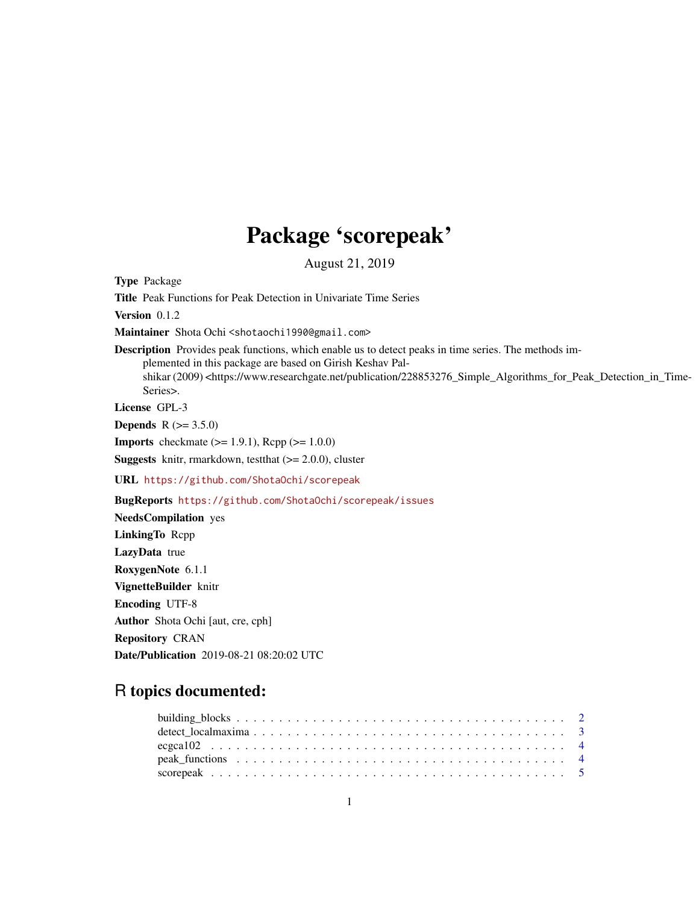# Package 'scorepeak'

August 21, 2019

**Type** Package

**Title** Peak Functions for Peak Detection in Univariate Time Series

**Version** 0.1.2

**Maintainer** Shota Ochi <shotaochi1990@gmail.com>

**Description** Provides peak functions, which enable us to detect peaks in time series. The methods implemented in this package are based on Girish Keshav Palshikar (2009) <https://www.researchgate.net/publication/228853276_Simple_Algorithms_for_Peak_Detection_in_Time-Series>.

**License** GPL-3

**Depends** R (>= 3.5.0)

**Imports** checkmate (>= 1.9.1), Rcpp (>= 1.0.0)

**Suggests** knitr, rmarkdown, testthat (>= 2.0.0), cluster

**URL** https://github.com/ShotaOchi/scorepeak

**BugReports** https://github.com/ShotaOchi/scorepeak/issues

**NeedsCompilation** yes

**LinkingTo** Rcpp

**LazyData** true

**RoxygenNote** 6.1.1

**VignetteBuilder** knitr

**Encoding** UTF-8

**Author** Shota Ochi [aut, cre, cph]

**Repository** CRAN

**Date/Publication** 2019-08-21 08:20:02 UTC

## R topics documented:

- building_blocks . . . . . . . . . . 2
- detect_localmaxima . . . . . . . . . . 3
- ecgca102 . . . . . . . . . . 4
- peak_functions . . . . . . . . . . 4
- scorepeak . . . . . . . . . . 5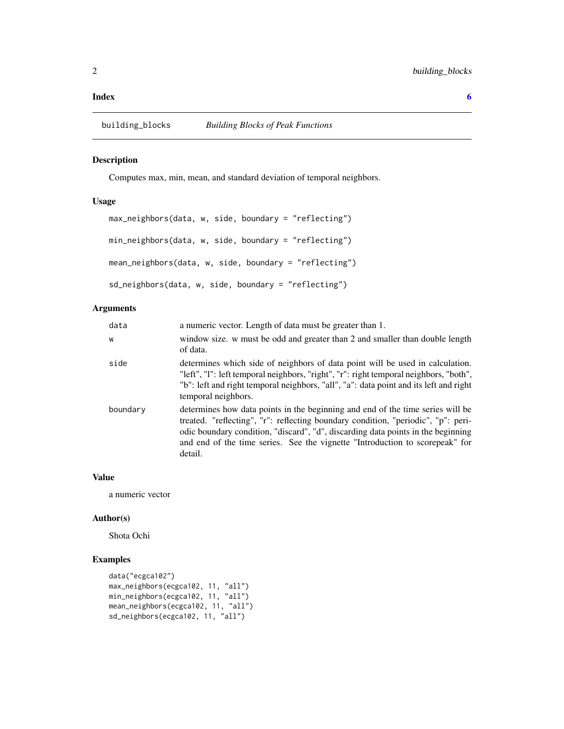**Index** **6**

## building_blocks *Building Blocks of Peak Functions*

### Description

Computes max, min, mean, and standard deviation of temporal neighbors.

### Usage

```
max_neighbors(data, w, side, boundary = "reflecting")

min_neighbors(data, w, side, boundary = "reflecting")

mean_neighbors(data, w, side, boundary = "reflecting")

sd_neighbors(data, w, side, boundary = "reflecting")
```

### Arguments

| | |
|---|---|
| data | a numeric vector. Length of data must be greater than 1. |
| w | window size. w must be odd and greater than 2 and smaller than double length of data. |
| side | determines which side of neighbors of data point will be used in calculation. "left", "l": left temporal neighbors, "right", "r": right temporal neighbors, "both", "b": left and right temporal neighbors, "all", "a": data point and its left and right temporal neighbors. |
| boundary | determines how data points in the beginning and end of the time series will be treated. "reflecting", "r": reflecting boundary condition, "periodic", "p": periodic boundary condition, "discard", "d", discarding data points in the beginning and end of the time series. See the vignette "Introduction to scorepeak" for detail. |

### Value

a numeric vector

### Author(s)

Shota Ochi

### Examples

```
data("ecgca102")
max_neighbors(ecgca102, 11, "all")
min_neighbors(ecgca102, 11, "all")
mean_neighbors(ecgca102, 11, "all")
sd_neighbors(ecgca102, 11, "all")
```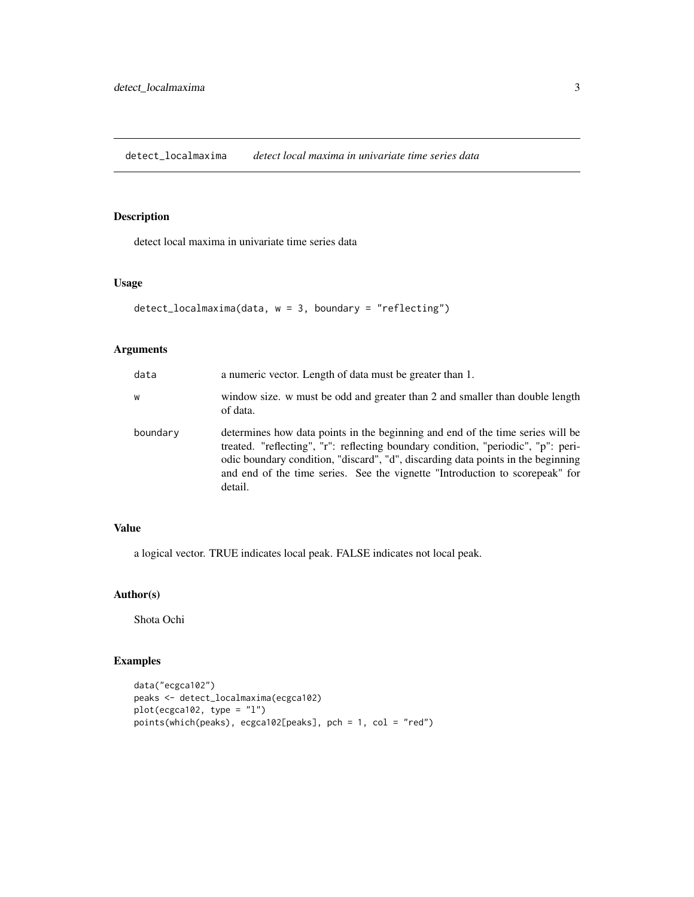# detect_localmaxima *detect local maxima in univariate time series data*

## Description

detect local maxima in univariate time series data

## Usage

```
detect_localmaxima(data, w = 3, boundary = "reflecting")
```

## Arguments

| | |
|---|---|
| data | a numeric vector. Length of data must be greater than 1. |
| w | window size. w must be odd and greater than 2 and smaller than double length of data. |
| boundary | determines how data points in the beginning and end of the time series will be treated. "reflecting", "r": reflecting boundary condition, "periodic", "p": periodic boundary condition, "discard", "d", discarding data points in the beginning and end of the time series. See the vignette "Introduction to scorepeak" for detail. |

## Value

a logical vector. TRUE indicates local peak. FALSE indicates not local peak.

## Author(s)

Shota Ochi

## Examples

```
data("ecgca102")
peaks <- detect_localmaxima(ecgca102)
plot(ecgca102, type = "l")
points(which(peaks), ecgca102[peaks], pch = 1, col = "red")
```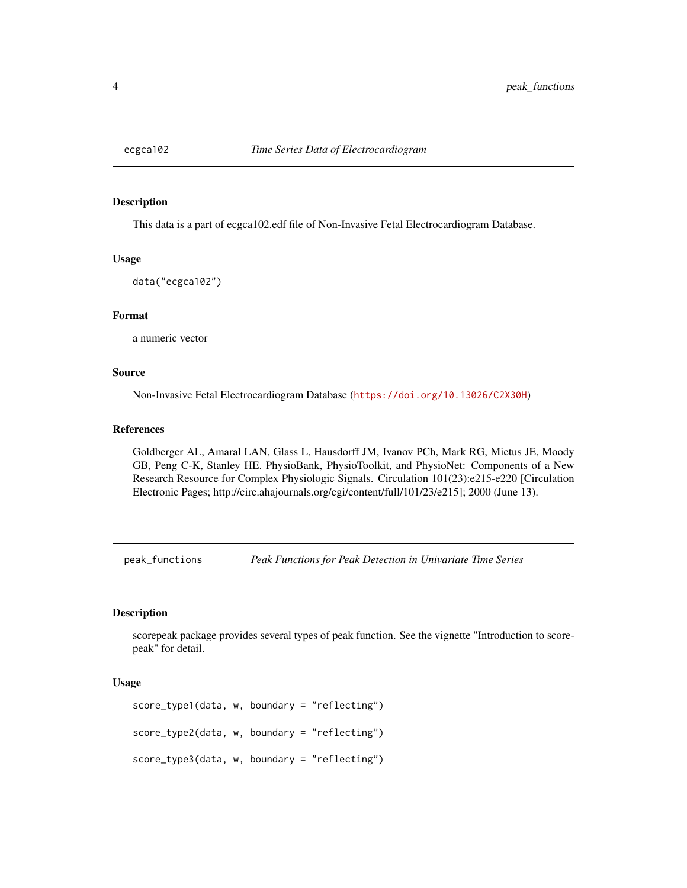## ecgca102 *Time Series Data of Electrocardiogram*

### Description

This data is a part of ecgca102.edf file of Non-Invasive Fetal Electrocardiogram Database.

### Usage

```
data("ecgca102")
```

### Format

a numeric vector

### Source

Non-Invasive Fetal Electrocardiogram Database (https://doi.org/10.13026/C2X30H)

### References

Goldberger AL, Amaral LAN, Glass L, Hausdorff JM, Ivanov PCh, Mark RG, Mietus JE, Moody GB, Peng C-K, Stanley HE. PhysioBank, PhysioToolkit, and PhysioNet: Components of a New Research Resource for Complex Physiologic Signals. Circulation 101(23):e215-e220 [Circulation Electronic Pages; http://circ.ahajournals.org/cgi/content/full/101/23/e215]; 2000 (June 13).

## peak_functions *Peak Functions for Peak Detection in Univariate Time Series*

### Description

scorepeak package provides several types of peak function. See the vignette "Introduction to scorepeak" for detail.

### Usage

```
score_type1(data, w, boundary = "reflecting")

score_type2(data, w, boundary = "reflecting")

score_type3(data, w, boundary = "reflecting")
```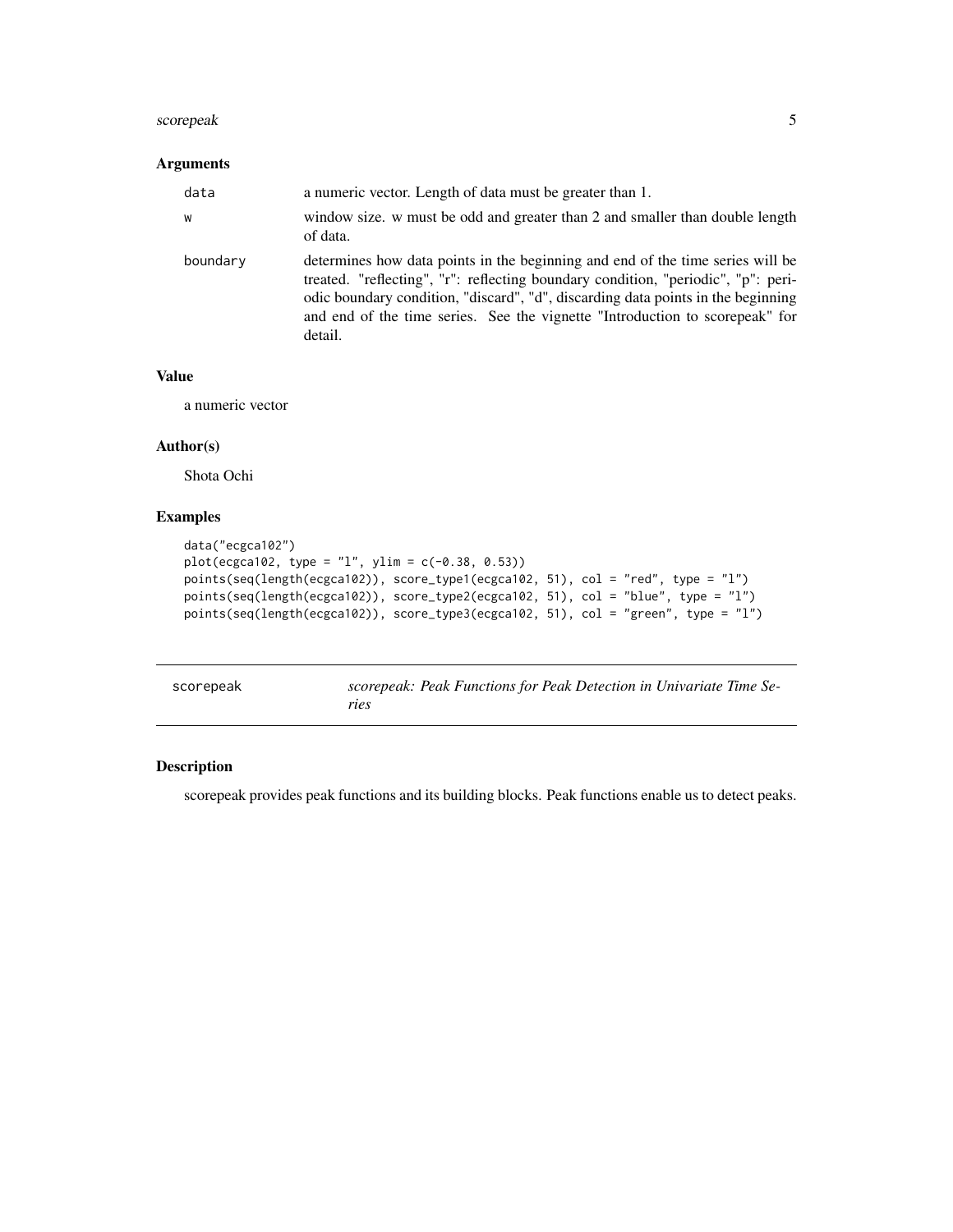### Arguments

| | |
|---|---|
| data | a numeric vector. Length of data must be greater than 1. |
| w | window size. w must be odd and greater than 2 and smaller than double length of data. |
| boundary | determines how data points in the beginning and end of the time series will be treated. "reflecting", "r": reflecting boundary condition, "periodic", "p": periodic boundary condition, "discard", "d", discarding data points in the beginning and end of the time series. See the vignette "Introduction to scorepeak" for detail. |

### Value

a numeric vector

### Author(s)

Shota Ochi

### Examples

```
data("ecgca102")
plot(ecgca102, type = "l", ylim = c(-0.38, 0.53))
points(seq(length(ecgca102)), score_type1(ecgca102, 51), col = "red", type = "l")
points(seq(length(ecgca102)), score_type2(ecgca102, 51), col = "blue", type = "l")
points(seq(length(ecgca102)), score_type3(ecgca102, 51), col = "green", type = "l")
```

---

## scorepeak — *scorepeak: Peak Functions for Peak Detection in Univariate Time Series*

### Description

scorepeak provides peak functions and its building blocks. Peak functions enable us to detect peaks.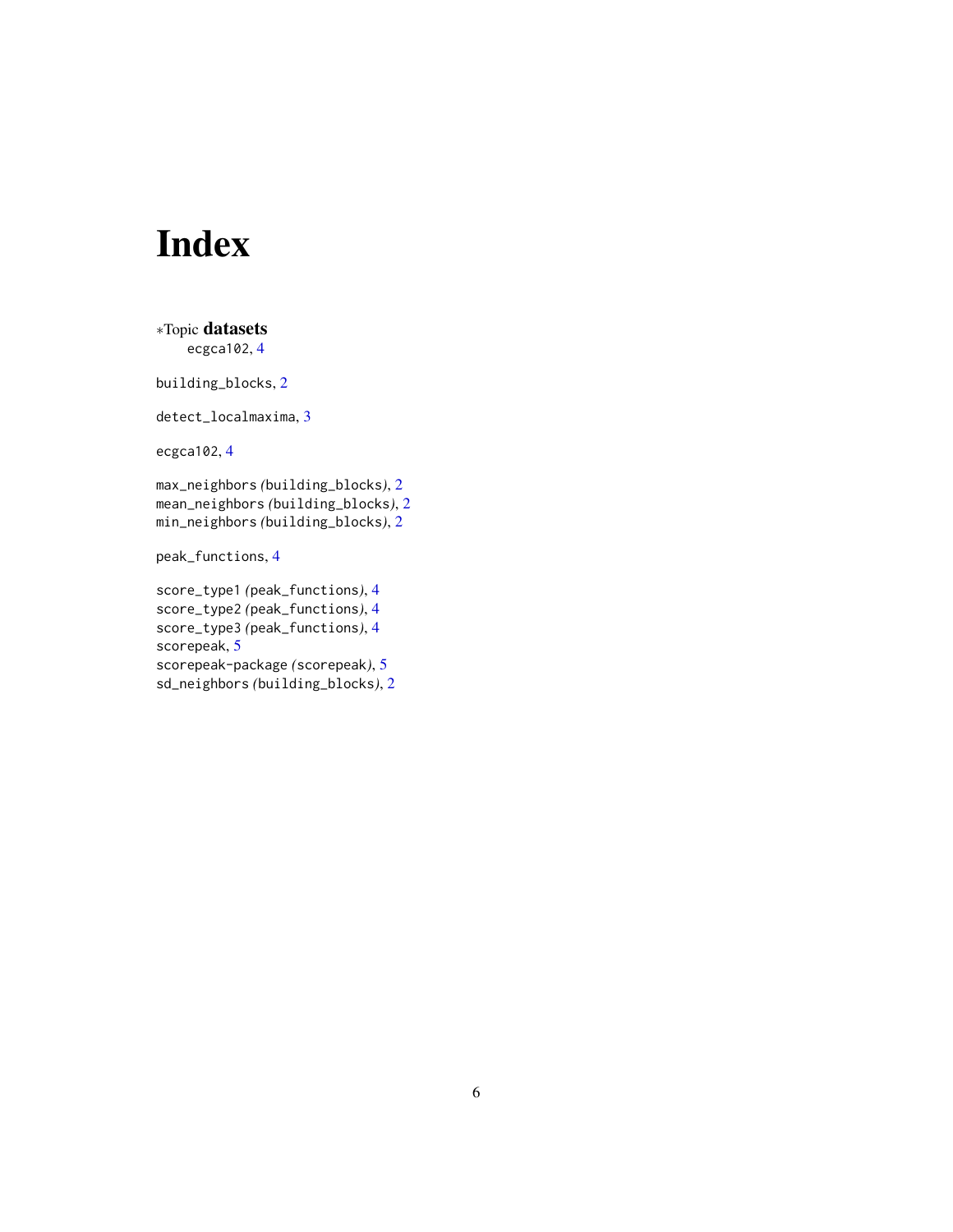# Index

*Topic **datasets**
  ecgca102, 4

building_blocks, 2

detect_localmaxima, 3

ecgca102, 4

max_neighbors *(*building_blocks*)*, 2
mean_neighbors *(*building_blocks*)*, 2
min_neighbors *(*building_blocks*)*, 2

peak_functions, 4

score_type1 *(*peak_functions*)*, 4
score_type2 *(*peak_functions*)*, 4
score_type3 *(*peak_functions*)*, 4
scorepeak, 5
scorepeak-package *(*scorepeak*)*, 5
sd_neighbors *(*building_blocks*)*, 2